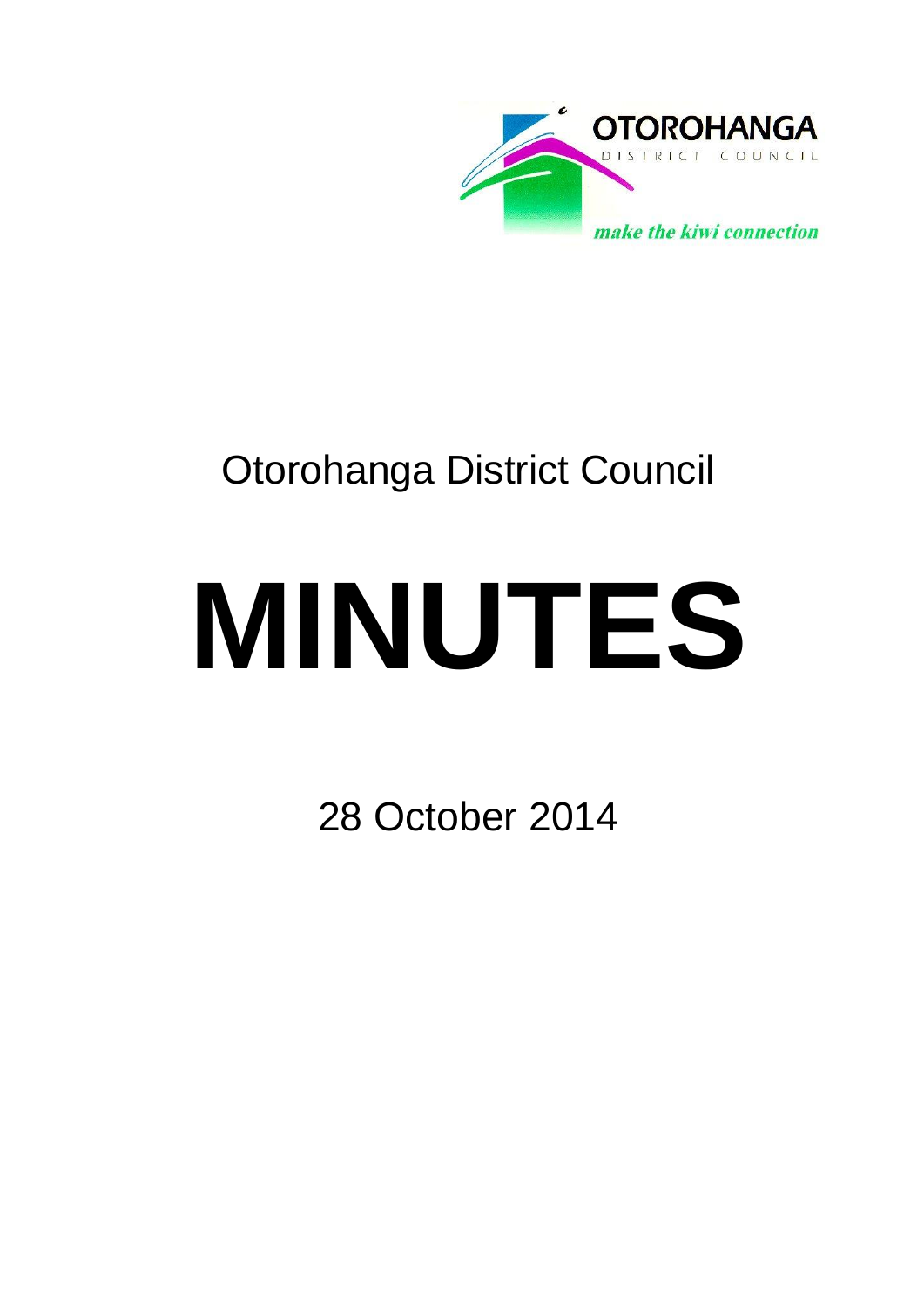OTOROHANGA

DISTRICT COUNCIL

*make the kiwi connection*

Otorohanga District Council

# MINUTES

28 October 2014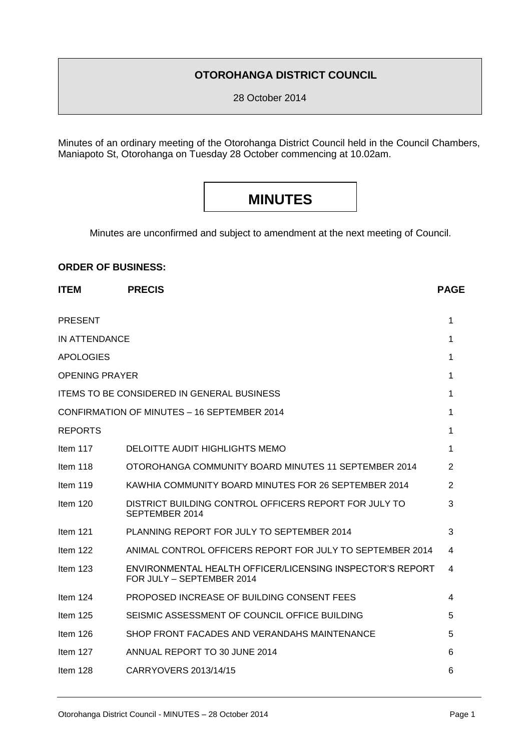**OTOROHANGA DISTRICT COUNCIL**

28 October 2014

Minutes of an ordinary meeting of the Otorohanga District Council held in the Council Chambers, Maniapoto St, Otorohanga on Tuesday 28 October commencing at 10.02am.

# MINUTES

Minutes are unconfirmed and subject to amendment at the next meeting of Council.

**ORDER OF BUSINESS:**

| ITEM | PRECIS | PAGE |
|---|---|---|
| PRESENT | | 1 |
| IN ATTENDANCE | | 1 |
| APOLOGIES | | 1 |
| OPENING PRAYER | | 1 |
| ITEMS TO BE CONSIDERED IN GENERAL BUSINESS | | 1 |
| CONFIRMATION OF MINUTES – 16 SEPTEMBER 2014 | | 1 |
| REPORTS | | 1 |
| Item 117 | DELOITTE AUDIT HIGHLIGHTS MEMO | 1 |
| Item 118 | OTOROHANGA COMMUNITY BOARD MINUTES 11 SEPTEMBER 2014 | 2 |
| Item 119 | KAWHIA COMMUNITY BOARD MINUTES FOR 26 SEPTEMBER 2014 | 2 |
| Item 120 | DISTRICT BUILDING CONTROL OFFICERS REPORT FOR JULY TO SEPTEMBER 2014 | 3 |
| Item 121 | PLANNING REPORT FOR JULY TO SEPTEMBER 2014 | 3 |
| Item 122 | ANIMAL CONTROL OFFICERS REPORT FOR JULY TO SEPTEMBER 2014 | 4 |
| Item 123 | ENVIRONMENTAL HEALTH OFFICER/LICENSING INSPECTOR'S REPORT FOR JULY – SEPTEMBER 2014 | 4 |
| Item 124 | PROPOSED INCREASE OF BUILDING CONSENT FEES | 4 |
| Item 125 | SEISMIC ASSESSMENT OF COUNCIL OFFICE BUILDING | 5 |
| Item 126 | SHOP FRONT FACADES AND VERANDAHS MAINTENANCE | 5 |
| Item 127 | ANNUAL REPORT TO 30 JUNE 2014 | 6 |
| Item 128 | CARRYOVERS 2013/14/15 | 6 |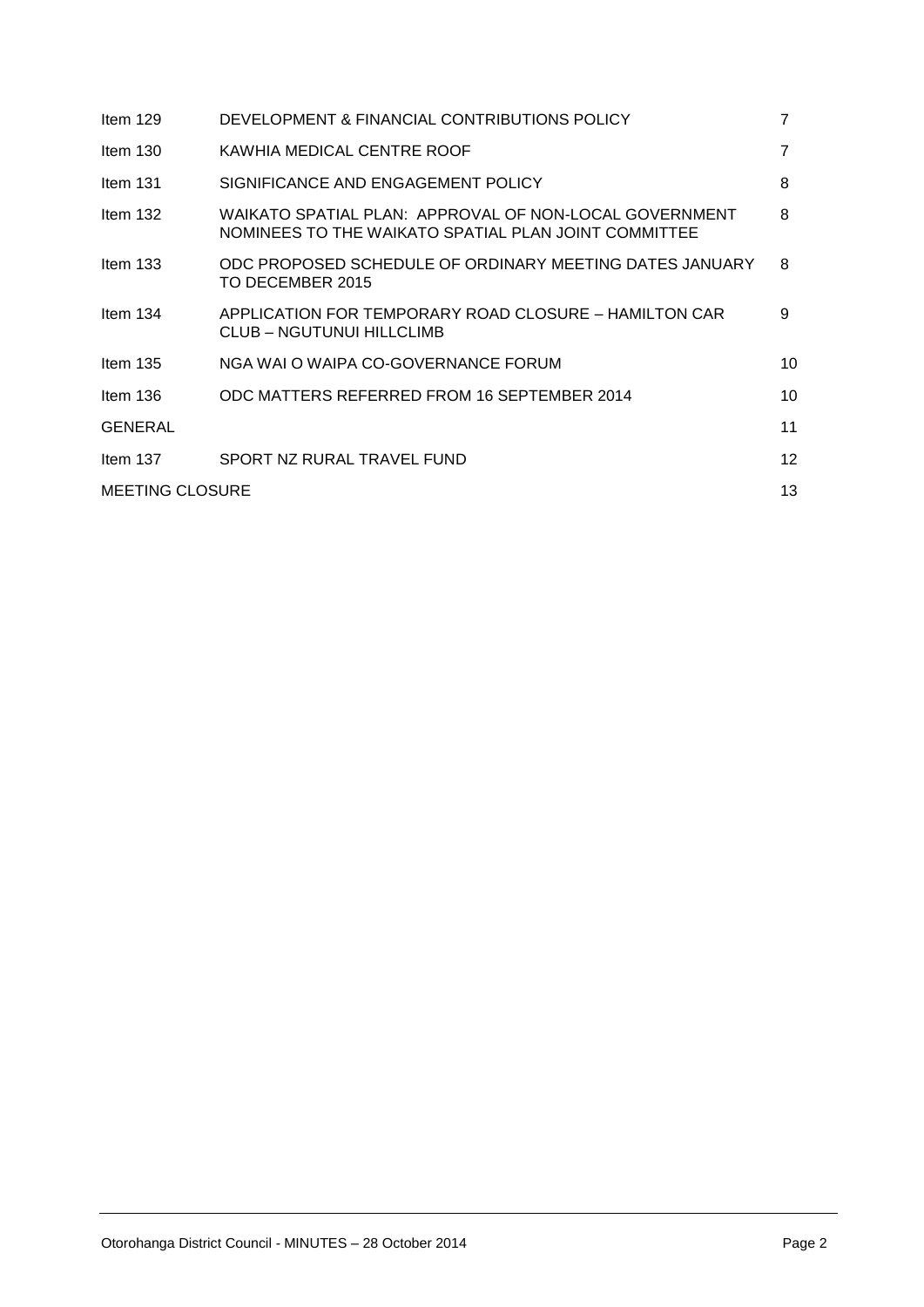| | | |
|---|---|---|
| Item 129 | DEVELOPMENT & FINANCIAL CONTRIBUTIONS POLICY | 7 |
| Item 130 | KAWHIA MEDICAL CENTRE ROOF | 7 |
| Item 131 | SIGNIFICANCE AND ENGAGEMENT POLICY | 8 |
| Item 132 | WAIKATO SPATIAL PLAN: APPROVAL OF NON-LOCAL GOVERNMENT NOMINEES TO THE WAIKATO SPATIAL PLAN JOINT COMMITTEE | 8 |
| Item 133 | ODC PROPOSED SCHEDULE OF ORDINARY MEETING DATES JANUARY TO DECEMBER 2015 | 8 |
| Item 134 | APPLICATION FOR TEMPORARY ROAD CLOSURE – HAMILTON CAR CLUB – NGUTUNUI HILLCLIMB | 9 |
| Item 135 | NGA WAI O WAIPA CO-GOVERNANCE FORUM | 10 |
| Item 136 | ODC MATTERS REFERRED FROM 16 SEPTEMBER 2014 | 10 |
| GENERAL | | 11 |
| Item 137 | SPORT NZ RURAL TRAVEL FUND | 12 |
| MEETING CLOSURE | | 13 |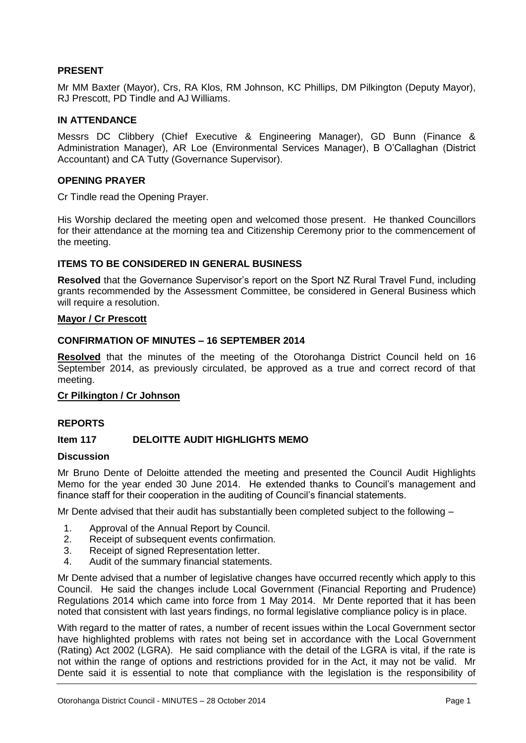## PRESENT

Mr MM Baxter (Mayor), Crs, RA Klos, RM Johnson, KC Phillips, DM Pilkington (Deputy Mayor), RJ Prescott, PD Tindle and AJ Williams.

## IN ATTENDANCE

Messrs DC Clibbery (Chief Executive & Engineering Manager), GD Bunn (Finance & Administration Manager), AR Loe (Environmental Services Manager), B O'Callaghan (District Accountant) and CA Tutty (Governance Supervisor).

## OPENING PRAYER

Cr Tindle read the Opening Prayer.

His Worship declared the meeting open and welcomed those present. He thanked Councillors for their attendance at the morning tea and Citizenship Ceremony prior to the commencement of the meeting.

## ITEMS TO BE CONSIDERED IN GENERAL BUSINESS

**Resolved** that the Governance Supervisor's report on the Sport NZ Rural Travel Fund, including grants recommended by the Assessment Committee, be considered in General Business which will require a resolution.

**Mayor / Cr Prescott**

## CONFIRMATION OF MINUTES – 16 SEPTEMBER 2014

**Resolved** that the minutes of the meeting of the Otorohanga District Council held on 16 September 2014, as previously circulated, be approved as a true and correct record of that meeting.

**Cr Pilkington / Cr Johnson**

## REPORTS

### Item 117 DELOITTE AUDIT HIGHLIGHTS MEMO

**Discussion**

Mr Bruno Dente of Deloitte attended the meeting and presented the Council Audit Highlights Memo for the year ended 30 June 2014. He extended thanks to Council's management and finance staff for their cooperation in the auditing of Council's financial statements.

Mr Dente advised that their audit has substantially been completed subject to the following –

1. Approval of the Annual Report by Council.
2. Receipt of subsequent events confirmation.
3. Receipt of signed Representation letter.
4. Audit of the summary financial statements.

Mr Dente advised that a number of legislative changes have occurred recently which apply to this Council. He said the changes include Local Government (Financial Reporting and Prudence) Regulations 2014 which came into force from 1 May 2014. Mr Dente reported that it has been noted that consistent with last years findings, no formal legislative compliance policy is in place.

With regard to the matter of rates, a number of recent issues within the Local Government sector have highlighted problems with rates not being set in accordance with the Local Government (Rating) Act 2002 (LGRA). He said compliance with the detail of the LGRA is vital, if the rate is not within the range of options and restrictions provided for in the Act, it may not be valid. Mr Dente said it is essential to note that compliance with the legislation is the responsibility of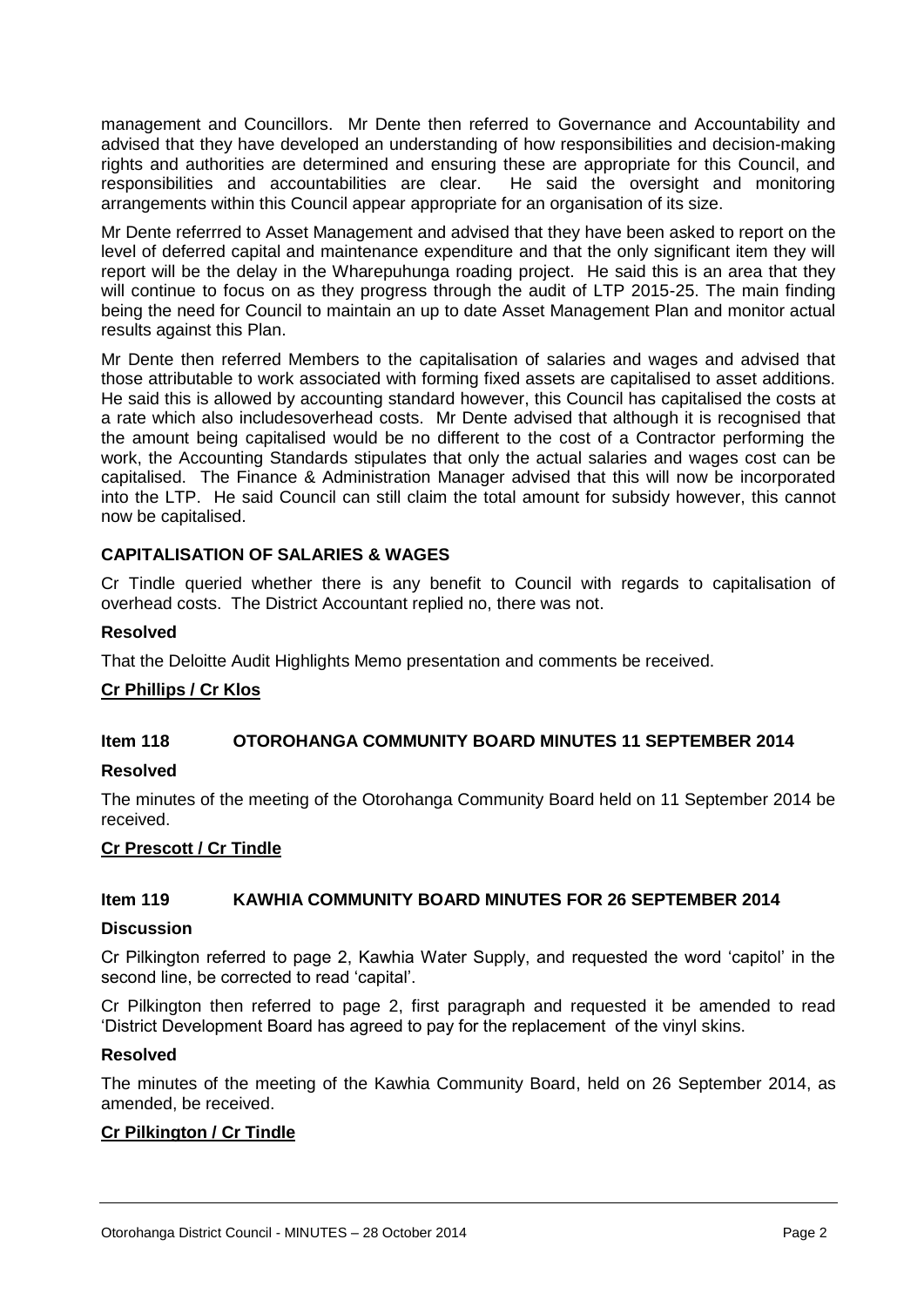management and Councillors. Mr Dente then referred to Governance and Accountability and advised that they have developed an understanding of how responsibilities and decision-making rights and authorities are determined and ensuring these are appropriate for this Council, and responsibilities and accountabilities are clear. He said the oversight and monitoring arrangements within this Council appear appropriate for an organisation of its size.

Mr Dente referrred to Asset Management and advised that they have been asked to report on the level of deferred capital and maintenance expenditure and that the only significant item they will report will be the delay in the Wharepuhunga roading project. He said this is an area that they will continue to focus on as they progress through the audit of LTP 2015-25. The main finding being the need for Council to maintain an up to date Asset Management Plan and monitor actual results against this Plan.

Mr Dente then referred Members to the capitalisation of salaries and wages and advised that those attributable to work associated with forming fixed assets are capitalised to asset additions. He said this is allowed by accounting standard however, this Council has capitalised the costs at a rate which also includesoverhead costs. Mr Dente advised that although it is recognised that the amount being capitalised would be no different to the cost of a Contractor performing the work, the Accounting Standards stipulates that only the actual salaries and wages cost can be capitalised. The Finance & Administration Manager advised that this will now be incorporated into the LTP. He said Council can still claim the total amount for subsidy however, this cannot now be capitalised.

### CAPITALISATION OF SALARIES & WAGES

Cr Tindle queried whether there is any benefit to Council with regards to capitalisation of overhead costs. The District Accountant replied no, there was not.

### Resolved

That the Deloitte Audit Highlights Memo presentation and comments be received.

**Cr Phillips / Cr Klos**

## Item 118 OTOROHANGA COMMUNITY BOARD MINUTES 11 SEPTEMBER 2014

### Resolved

The minutes of the meeting of the Otorohanga Community Board held on 11 September 2014 be received.

**Cr Prescott / Cr Tindle**

## Item 119 KAWHIA COMMUNITY BOARD MINUTES FOR 26 SEPTEMBER 2014

### Discussion

Cr Pilkington referred to page 2, Kawhia Water Supply, and requested the word 'capitol' in the second line, be corrected to read 'capital'.

Cr Pilkington then referred to page 2, first paragraph and requested it be amended to read 'District Development Board has agreed to pay for the replacement of the vinyl skins.

### Resolved

The minutes of the meeting of the Kawhia Community Board, held on 26 September 2014, as amended, be received.

**Cr Pilkington / Cr Tindle**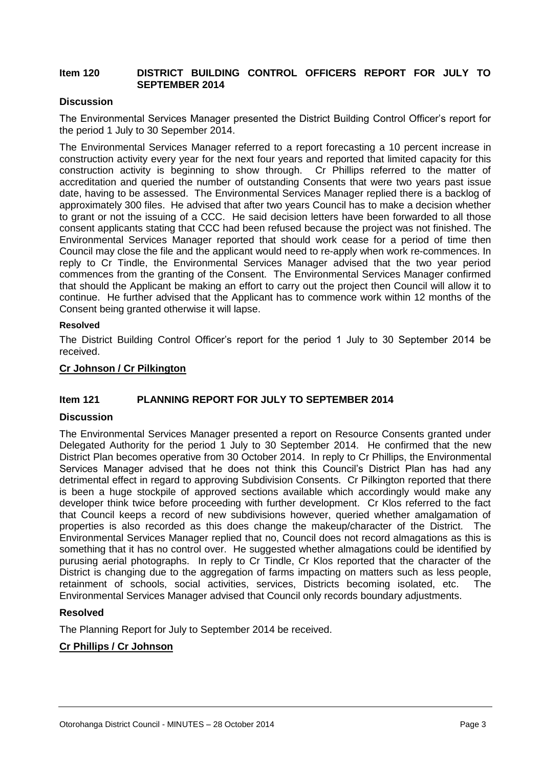## Item 120 DISTRICT BUILDING CONTROL OFFICERS REPORT FOR JULY TO SEPTEMBER 2014

### Discussion

The Environmental Services Manager presented the District Building Control Officer's report for the period 1 July to 30 Sepember 2014.

The Environmental Services Manager referred to a report forecasting a 10 percent increase in construction activity every year for the next four years and reported that limited capacity for this construction activity is beginning to show through. Cr Phillips referred to the matter of accreditation and queried the number of outstanding Consents that were two years past issue date, having to be assessed. The Environmental Services Manager replied there is a backlog of approximately 300 files. He advised that after two years Council has to make a decision whether to grant or not the issuing of a CCC. He said decision letters have been forwarded to all those consent applicants stating that CCC had been refused because the project was not finished. The Environmental Services Manager reported that should work cease for a period of time then Council may close the file and the applicant would need to re-apply when work re-commences. In reply to Cr Tindle, the Environmental Services Manager advised that the two year period commences from the granting of the Consent. The Environmental Services Manager confirmed that should the Applicant be making an effort to carry out the project then Council will allow it to continue. He further advised that the Applicant has to commence work within 12 months of the Consent being granted otherwise it will lapse.

**Resolved**

The District Building Control Officer's report for the period 1 July to 30 September 2014 be received.

**Cr Johnson / Cr Pilkington**

## Item 121 PLANNING REPORT FOR JULY TO SEPTEMBER 2014

### Discussion

The Environmental Services Manager presented a report on Resource Consents granted under Delegated Authority for the period 1 July to 30 September 2014. He confirmed that the new District Plan becomes operative from 30 October 2014. In reply to Cr Phillips, the Environmental Services Manager advised that he does not think this Council's District Plan has had any detrimental effect in regard to approving Subdivision Consents. Cr Pilkington reported that there is been a huge stockpile of approved sections available which accordingly would make any developer think twice before proceeding with further development. Cr Klos referred to the fact that Council keeps a record of new subdivisions however, queried whether amalgamation of properties is also recorded as this does change the makeup/character of the District. The Environmental Services Manager replied that no, Council does not record almagations as this is something that it has no control over. He suggested whether almagations could be identified by purusing aerial photographs. In reply to Cr Tindle, Cr Klos reported that the character of the District is changing due to the aggregation of farms impacting on matters such as less people, retainment of schools, social activities, services, Districts becoming isolated, etc. The Environmental Services Manager advised that Council only records boundary adjustments.

### Resolved

The Planning Report for July to September 2014 be received.

**Cr Phillips / Cr Johnson**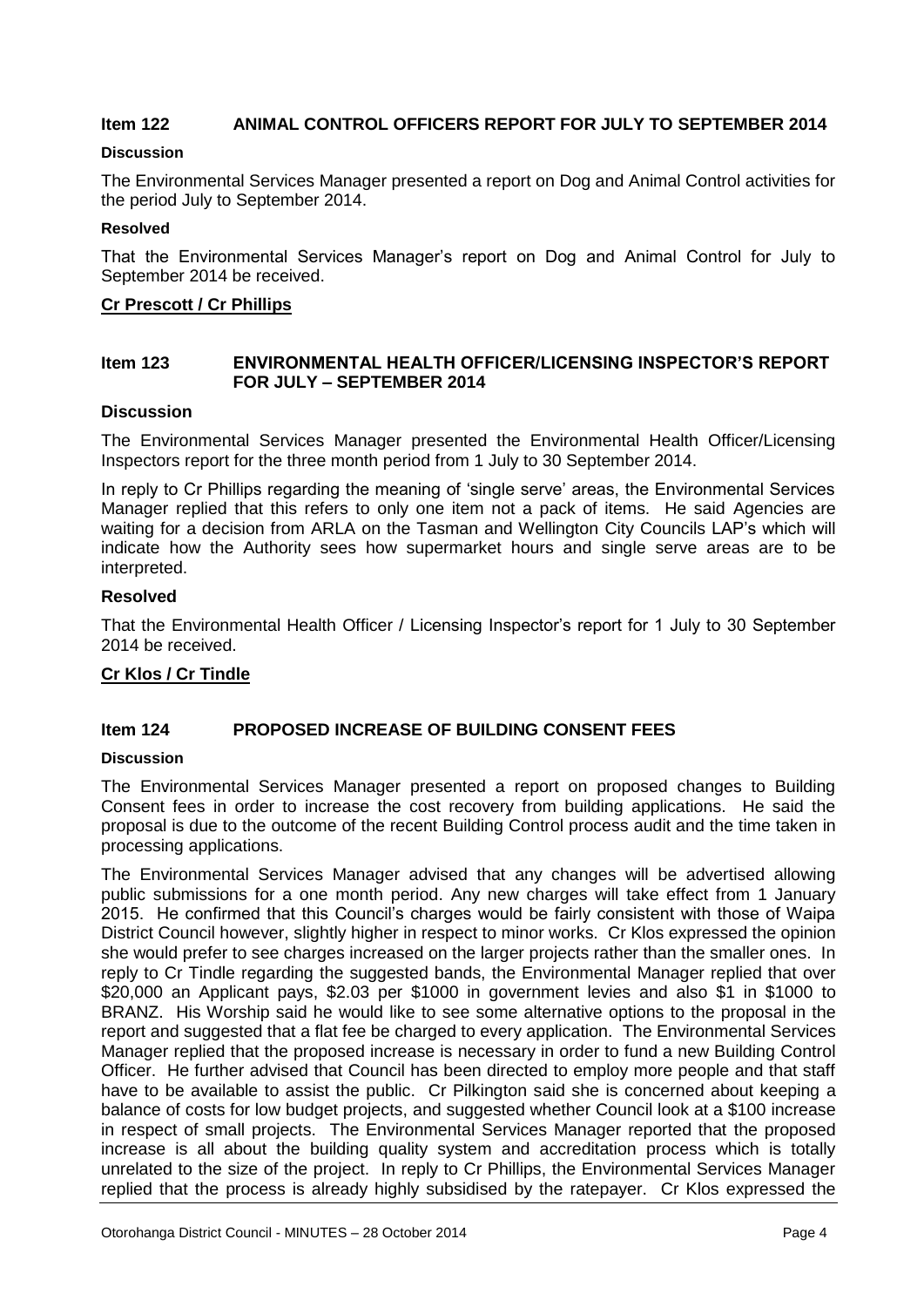## Item 122 ANIMAL CONTROL OFFICERS REPORT FOR JULY TO SEPTEMBER 2014

#### Discussion

The Environmental Services Manager presented a report on Dog and Animal Control activities for the period July to September 2014.

#### Resolved

That the Environmental Services Manager's report on Dog and Animal Control for July to September 2014 be received.

**Cr Prescott / Cr Phillips**

## Item 123 ENVIRONMENTAL HEALTH OFFICER/LICENSING INSPECTOR'S REPORT FOR JULY – SEPTEMBER 2014

### Discussion

The Environmental Services Manager presented the Environmental Health Officer/Licensing Inspectors report for the three month period from 1 July to 30 September 2014.

In reply to Cr Phillips regarding the meaning of 'single serve' areas, the Environmental Services Manager replied that this refers to only one item not a pack of items. He said Agencies are waiting for a decision from ARLA on the Tasman and Wellington City Councils LAP's which will indicate how the Authority sees how supermarket hours and single serve areas are to be interpreted.

### Resolved

That the Environmental Health Officer / Licensing Inspector's report for 1 July to 30 September 2014 be received.

**Cr Klos / Cr Tindle**

## Item 124 PROPOSED INCREASE OF BUILDING CONSENT FEES

#### Discussion

The Environmental Services Manager presented a report on proposed changes to Building Consent fees in order to increase the cost recovery from building applications. He said the proposal is due to the outcome of the recent Building Control process audit and the time taken in processing applications.

The Environmental Services Manager advised that any changes will be advertised allowing public submissions for a one month period. Any new charges will take effect from 1 January 2015. He confirmed that this Council's charges would be fairly consistent with those of Waipa District Council however, slightly higher in respect to minor works. Cr Klos expressed the opinion she would prefer to see charges increased on the larger projects rather than the smaller ones. In reply to Cr Tindle regarding the suggested bands, the Environmental Manager replied that over $20,000 an Applicant pays, $2.03 per $1000 in government levies and also $1 in $1000 to BRANZ. His Worship said he would like to see some alternative options to the proposal in the report and suggested that a flat fee be charged to every application. The Environmental Services Manager replied that the proposed increase is necessary in order to fund a new Building Control Officer. He further advised that Council has been directed to employ more people and that staff have to be available to assist the public. Cr Pilkington said she is concerned about keeping a balance of costs for low budget projects, and suggested whether Council look at a $100 increase in respect of small projects. The Environmental Services Manager reported that the proposed increase is all about the building quality system and accreditation process which is totally unrelated to the size of the project. In reply to Cr Phillips, the Environmental Services Manager replied that the process is already highly subsidised by the ratepayer. Cr Klos expressed the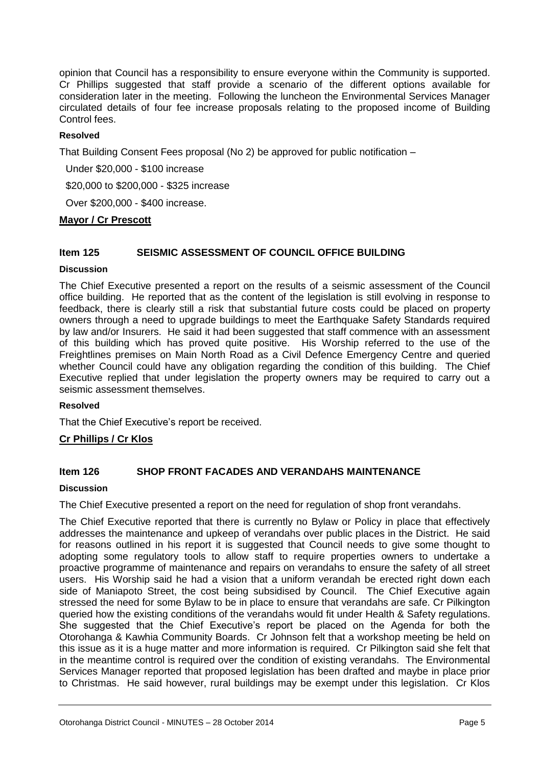opinion that Council has a responsibility to ensure everyone within the Community is supported. Cr Phillips suggested that staff provide a scenario of the different options available for consideration later in the meeting. Following the luncheon the Environmental Services Manager circulated details of four fee increase proposals relating to the proposed income of Building Control fees.

**Resolved**

That Building Consent Fees proposal (No 2) be approved for public notification –

Under $20,000 - $100 increase

$20,000 to $200,000 - $325 increase

Over $200,000 - $400 increase.

**Mayor / Cr Prescott**

## Item 125 SEISMIC ASSESSMENT OF COUNCIL OFFICE BUILDING

**Discussion**

The Chief Executive presented a report on the results of a seismic assessment of the Council office building. He reported that as the content of the legislation is still evolving in response to feedback, there is clearly still a risk that substantial future costs could be placed on property owners through a need to upgrade buildings to meet the Earthquake Safety Standards required by law and/or Insurers. He said it had been suggested that staff commence with an assessment of this building which has proved quite positive. His Worship referred to the use of the Freightlines premises on Main North Road as a Civil Defence Emergency Centre and queried whether Council could have any obligation regarding the condition of this building. The Chief Executive replied that under legislation the property owners may be required to carry out a seismic assessment themselves.

**Resolved**

That the Chief Executive's report be received.

**Cr Phillips / Cr Klos**

## Item 126 SHOP FRONT FACADES AND VERANDAHS MAINTENANCE

**Discussion**

The Chief Executive presented a report on the need for regulation of shop front verandahs.

The Chief Executive reported that there is currently no Bylaw or Policy in place that effectively addresses the maintenance and upkeep of verandahs over public places in the District. He said for reasons outlined in his report it is suggested that Council needs to give some thought to adopting some regulatory tools to allow staff to require properties owners to undertake a proactive programme of maintenance and repairs on verandahs to ensure the safety of all street users. His Worship said he had a vision that a uniform verandah be erected right down each side of Maniapoto Street, the cost being subsidised by Council. The Chief Executive again stressed the need for some Bylaw to be in place to ensure that verandahs are safe. Cr Pilkington queried how the existing conditions of the verandahs would fit under Health & Safety regulations. She suggested that the Chief Executive's report be placed on the Agenda for both the Otorohanga & Kawhia Community Boards. Cr Johnson felt that a workshop meeting be held on this issue as it is a huge matter and more information is required. Cr Pilkington said she felt that in the meantime control is required over the condition of existing verandahs. The Environmental Services Manager reported that proposed legislation has been drafted and maybe in place prior to Christmas. He said however, rural buildings may be exempt under this legislation. Cr Klos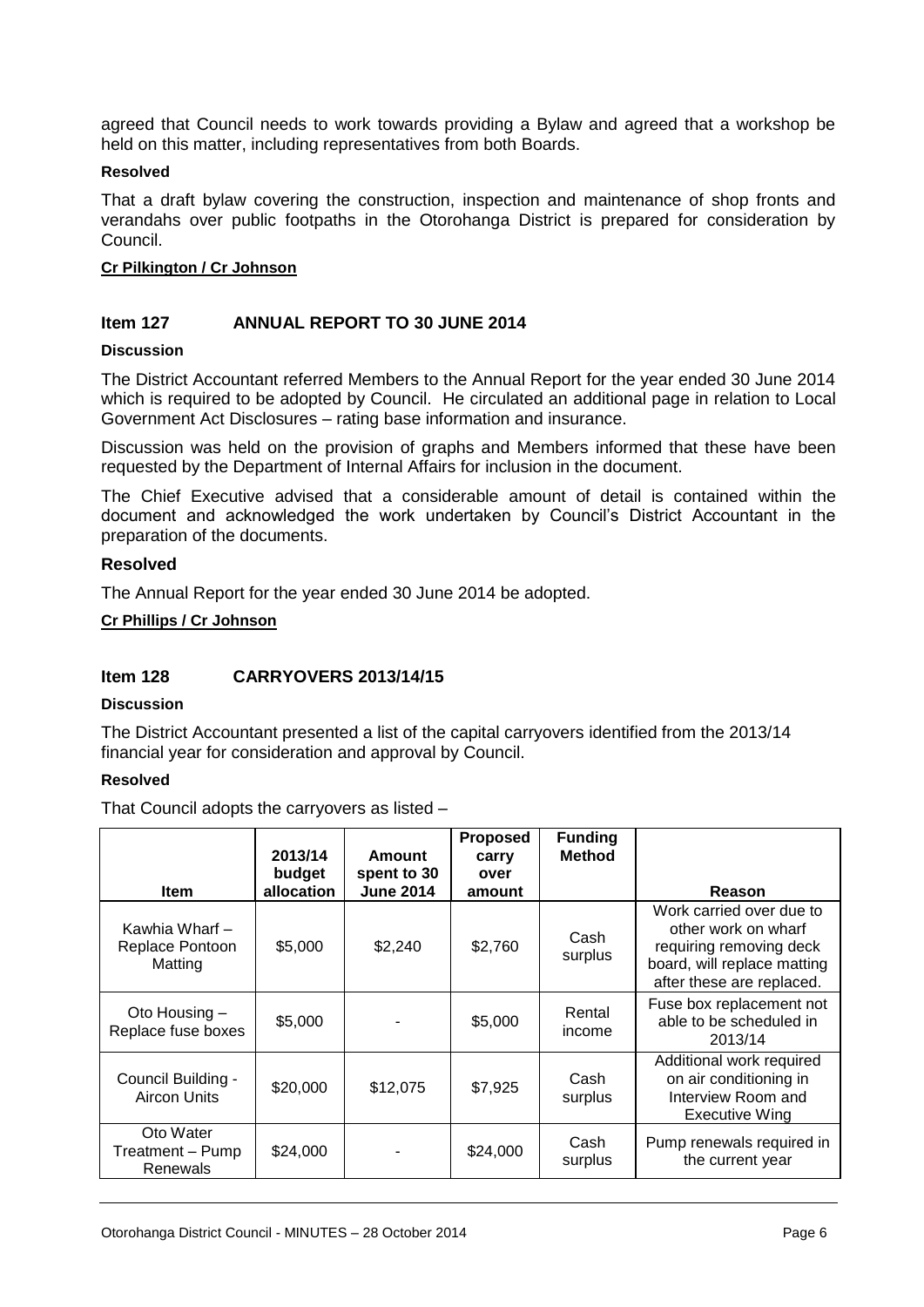agreed that Council needs to work towards providing a Bylaw and agreed that a workshop be held on this matter, including representatives from both Boards.

**Resolved**

That a draft bylaw covering the construction, inspection and maintenance of shop fronts and verandahs over public footpaths in the Otorohanga District is prepared for consideration by Council.

**Cr Pilkington / Cr Johnson**

## Item 127 ANNUAL REPORT TO 30 JUNE 2014

**Discussion**

The District Accountant referred Members to the Annual Report for the year ended 30 June 2014 which is required to be adopted by Council. He circulated an additional page in relation to Local Government Act Disclosures – rating base information and insurance.

Discussion was held on the provision of graphs and Members informed that these have been requested by the Department of Internal Affairs for inclusion in the document.

The Chief Executive advised that a considerable amount of detail is contained within the document and acknowledged the work undertaken by Council's District Accountant in the preparation of the documents.

**Resolved**

The Annual Report for the year ended 30 June 2014 be adopted.

**Cr Phillips / Cr Johnson**

## Item 128 CARRYOVERS 2013/14/15

**Discussion**

The District Accountant presented a list of the capital carryovers identified from the 2013/14 financial year for consideration and approval by Council.

**Resolved**

That Council adopts the carryovers as listed –

| Item | 2013/14 budget allocation | Amount spent to 30 June 2014 | Proposed carry over amount | Funding Method | Reason |
|---|---|---|---|---|---|
| Kawhia Wharf – Replace Pontoon Matting | $5,000 | $2,240 | $2,760 | Cash surplus | Work carried over due to other work on wharf requiring removing deck board, will replace matting after these are replaced. |
| Oto Housing – Replace fuse boxes | $5,000 | - | $5,000 | Rental income | Fuse box replacement not able to be scheduled in 2013/14 |
| Council Building - Aircon Units | $20,000 | $12,075 | $7,925 | Cash surplus | Additional work required on air conditioning in Interview Room and Executive Wing |
| Oto Water Treatment – Pump Renewals | $24,000 | - | $24,000 | Cash surplus | Pump renewals required in the current year |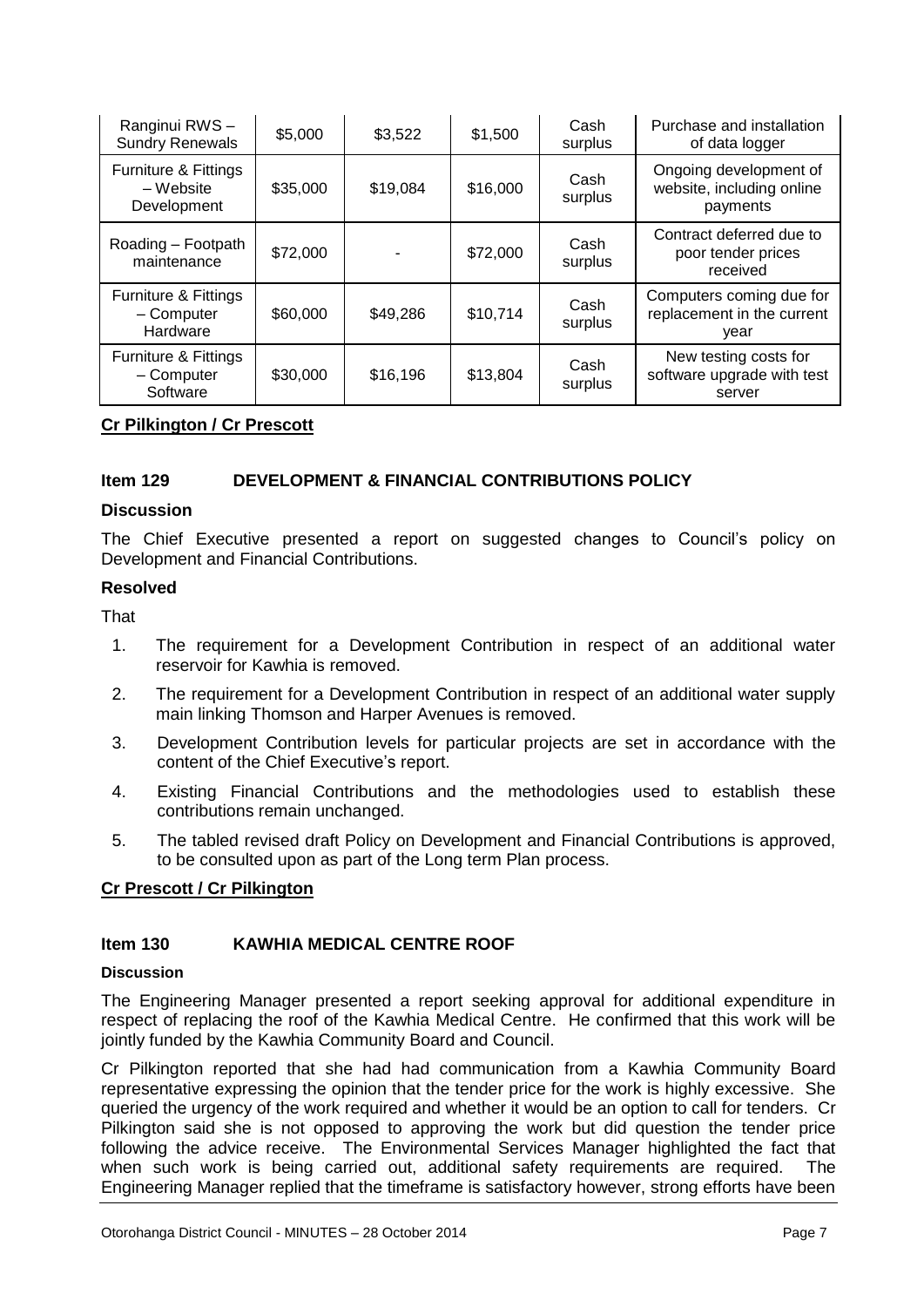| Ranginui RWS – Sundry Renewals | $5,000 | $3,522 | $1,500 | Cash surplus | Purchase and installation of data logger |
|---|---|---|---|---|---|
| Furniture & Fittings – Website Development | $35,000 | $19,084 | $16,000 | Cash surplus | Ongoing development of website, including online payments |
| Roading – Footpath maintenance | $72,000 | - | $72,000 | Cash surplus | Contract deferred due to poor tender prices received |
| Furniture & Fittings – Computer Hardware | $60,000 | $49,286 | $10,714 | Cash surplus | Computers coming due for replacement in the current year |
| Furniture & Fittings – Computer Software | $30,000 | $16,196 | $13,804 | Cash surplus | New testing costs for software upgrade with test server |

**Cr Pilkington / Cr Prescott**

### Item 129 DEVELOPMENT & FINANCIAL CONTRIBUTIONS POLICY

**Discussion**

The Chief Executive presented a report on suggested changes to Council's policy on Development and Financial Contributions.

**Resolved**

That

1. The requirement for a Development Contribution in respect of an additional water reservoir for Kawhia is removed.
2. The requirement for a Development Contribution in respect of an additional water supply main linking Thomson and Harper Avenues is removed.
3. Development Contribution levels for particular projects are set in accordance with the content of the Chief Executive's report.
4. Existing Financial Contributions and the methodologies used to establish these contributions remain unchanged.
5. The tabled revised draft Policy on Development and Financial Contributions is approved, to be consulted upon as part of the Long term Plan process.

**Cr Prescott / Cr Pilkington**

### Item 130 KAWHIA MEDICAL CENTRE ROOF

**Discussion**

The Engineering Manager presented a report seeking approval for additional expenditure in respect of replacing the roof of the Kawhia Medical Centre. He confirmed that this work will be jointly funded by the Kawhia Community Board and Council.

Cr Pilkington reported that she had had communication from a Kawhia Community Board representative expressing the opinion that the tender price for the work is highly excessive. She queried the urgency of the work required and whether it would be an option to call for tenders. Cr Pilkington said she is not opposed to approving the work but did question the tender price following the advice receive. The Environmental Services Manager highlighted the fact that when such work is being carried out, additional safety requirements are required. The Engineering Manager replied that the timeframe is satisfactory however, strong efforts have been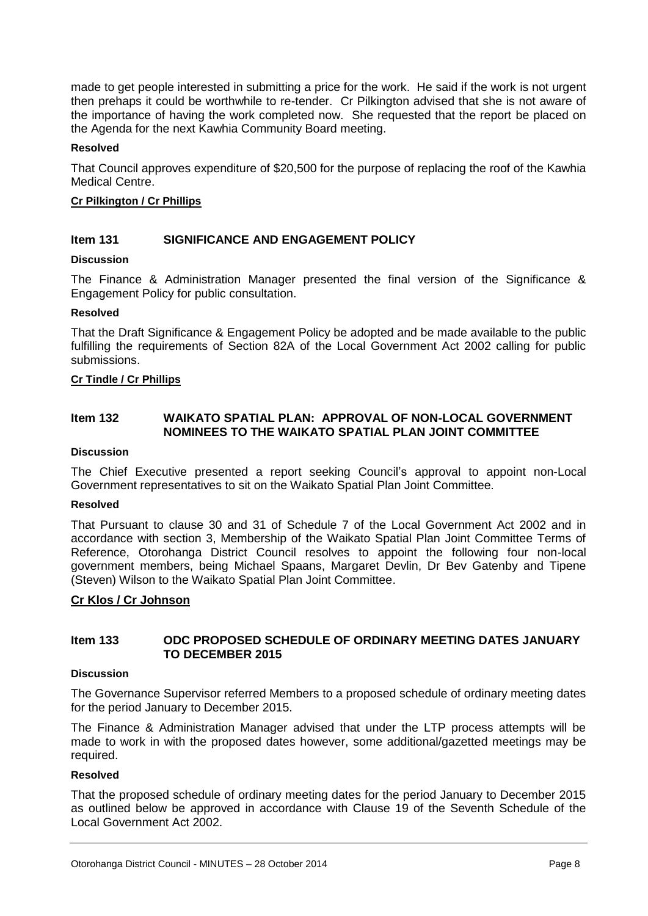made to get people interested in submitting a price for the work. He said if the work is not urgent then prehaps it could be worthwhile to re-tender. Cr Pilkington advised that she is not aware of the importance of having the work completed now. She requested that the report be placed on the Agenda for the next Kawhia Community Board meeting.

**Resolved**

That Council approves expenditure of $20,500 for the purpose of replacing the roof of the Kawhia Medical Centre.

**Cr Pilkington / Cr Phillips**

## Item 131 SIGNIFICANCE AND ENGAGEMENT POLICY

**Discussion**

The Finance & Administration Manager presented the final version of the Significance & Engagement Policy for public consultation.

**Resolved**

That the Draft Significance & Engagement Policy be adopted and be made available to the public fulfilling the requirements of Section 82A of the Local Government Act 2002 calling for public submissions.

**Cr Tindle / Cr Phillips**

## Item 132 WAIKATO SPATIAL PLAN: APPROVAL OF NON-LOCAL GOVERNMENT NOMINEES TO THE WAIKATO SPATIAL PLAN JOINT COMMITTEE

**Discussion**

The Chief Executive presented a report seeking Council's approval to appoint non-Local Government representatives to sit on the Waikato Spatial Plan Joint Committee.

**Resolved**

That Pursuant to clause 30 and 31 of Schedule 7 of the Local Government Act 2002 and in accordance with section 3, Membership of the Waikato Spatial Plan Joint Committee Terms of Reference, Otorohanga District Council resolves to appoint the following four non-local government members, being Michael Spaans, Margaret Devlin, Dr Bev Gatenby and Tipene (Steven) Wilson to the Waikato Spatial Plan Joint Committee.

**Cr Klos / Cr Johnson**

## Item 133 ODC PROPOSED SCHEDULE OF ORDINARY MEETING DATES JANUARY TO DECEMBER 2015

**Discussion**

The Governance Supervisor referred Members to a proposed schedule of ordinary meeting dates for the period January to December 2015.

The Finance & Administration Manager advised that under the LTP process attempts will be made to work in with the proposed dates however, some additional/gazetted meetings may be required.

**Resolved**

That the proposed schedule of ordinary meeting dates for the period January to December 2015 as outlined below be approved in accordance with Clause 19 of the Seventh Schedule of the Local Government Act 2002.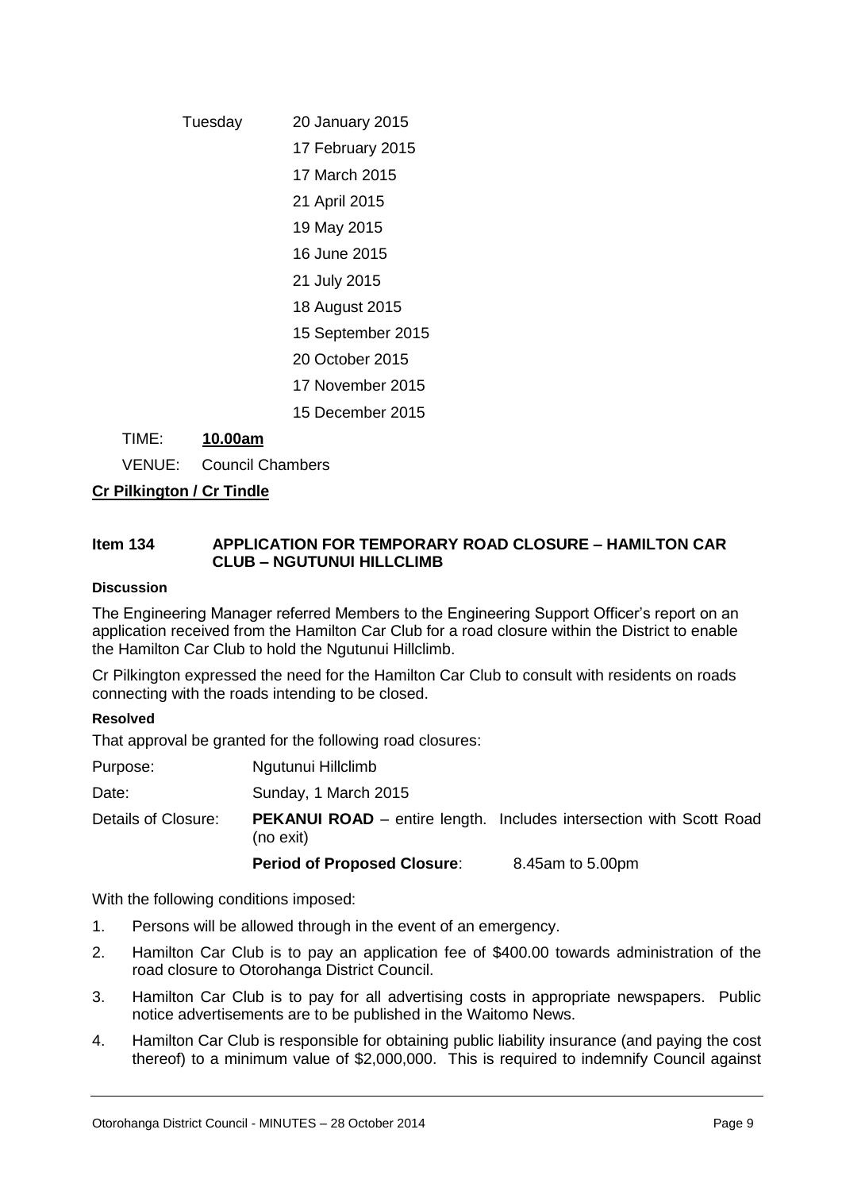| | |
|---|---|
| Tuesday | 20 January 2015 |
| | 17 February 2015 |
| | 17 March 2015 |
| | 21 April 2015 |
| | 19 May 2015 |
| | 16 June 2015 |
| | 21 July 2015 |
| | 18 August 2015 |
| | 15 September 2015 |
| | 20 October 2015 |
| | 17 November 2015 |
| | 15 December 2015 |

TIME: **10.00am**

VENUE: Council Chambers

**Cr Pilkington / Cr Tindle**

### Item 134 APPLICATION FOR TEMPORARY ROAD CLOSURE – HAMILTON CAR CLUB – NGUTUNUI HILLCLIMB

**Discussion**

The Engineering Manager referred Members to the Engineering Support Officer's report on an application received from the Hamilton Car Club for a road closure within the District to enable the Hamilton Car Club to hold the Ngutunui Hillclimb.

Cr Pilkington expressed the need for the Hamilton Car Club to consult with residents on roads connecting with the roads intending to be closed.

**Resolved**

That approval be granted for the following road closures:

| | | |
|---|---|---|
| Purpose: | Ngutunui Hillclimb | |
| Date: | Sunday, 1 March 2015 | |
| Details of Closure: | **PEKANUI ROAD** – entire length. Includes intersection with Scott Road (no exit) | |
| | **Period of Proposed Closure**: | 8.45am to 5.00pm |

With the following conditions imposed:

1. Persons will be allowed through in the event of an emergency.
2. Hamilton Car Club is to pay an application fee of $400.00 towards administration of the road closure to Otorohanga District Council.
3. Hamilton Car Club is to pay for all advertising costs in appropriate newspapers. Public notice advertisements are to be published in the Waitomo News.
4. Hamilton Car Club is responsible for obtaining public liability insurance (and paying the cost thereof) to a minimum value of $2,000,000. This is required to indemnify Council against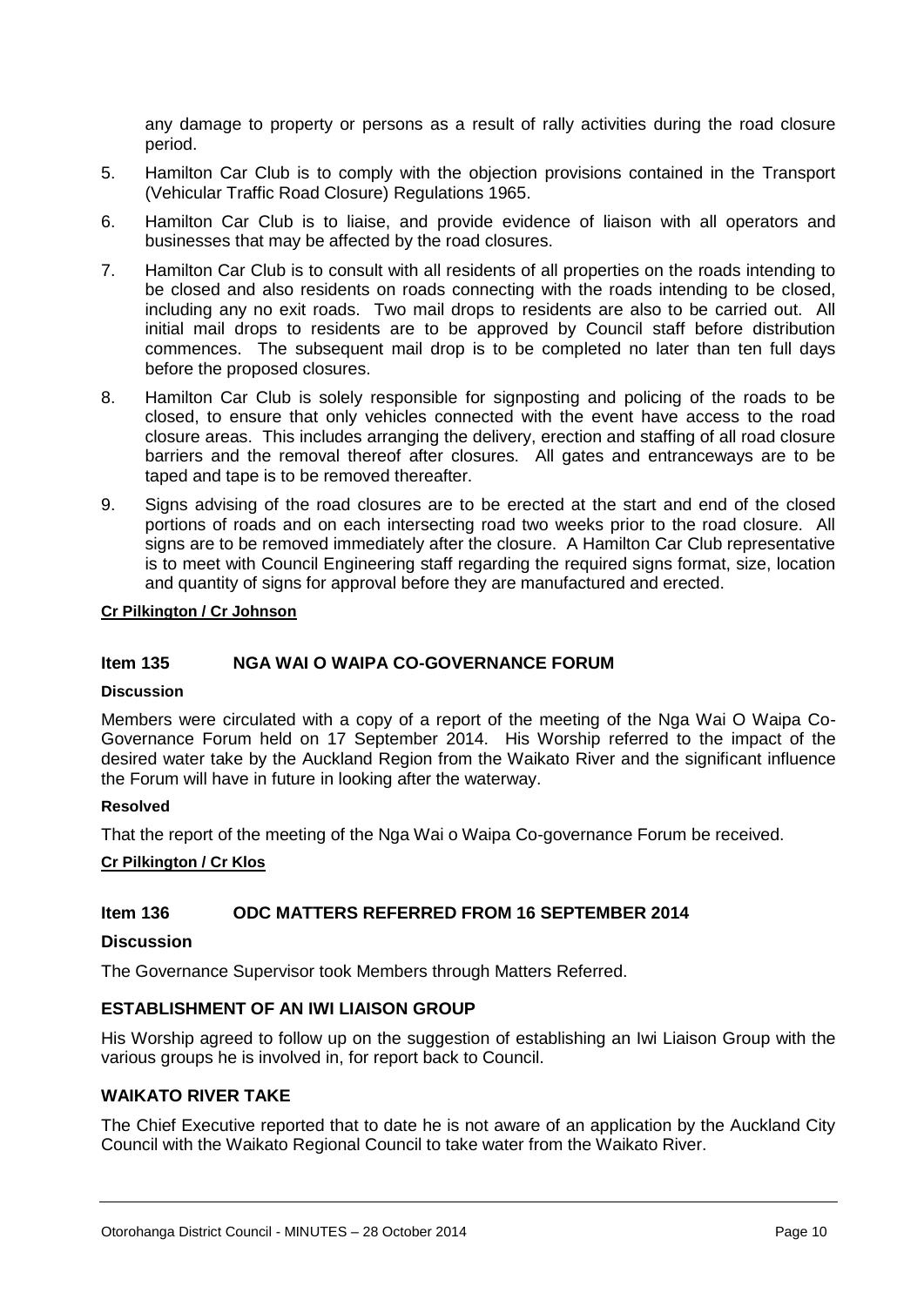any damage to property or persons as a result of rally activities during the road closure period.

5. Hamilton Car Club is to comply with the objection provisions contained in the Transport (Vehicular Traffic Road Closure) Regulations 1965.

6. Hamilton Car Club is to liaise, and provide evidence of liaison with all operators and businesses that may be affected by the road closures.

7. Hamilton Car Club is to consult with all residents of all properties on the roads intending to be closed and also residents on roads connecting with the roads intending to be closed, including any no exit roads. Two mail drops to residents are also to be carried out. All initial mail drops to residents are to be approved by Council staff before distribution commences. The subsequent mail drop is to be completed no later than ten full days before the proposed closures.

8. Hamilton Car Club is solely responsible for signposting and policing of the roads to be closed, to ensure that only vehicles connected with the event have access to the road closure areas. This includes arranging the delivery, erection and staffing of all road closure barriers and the removal thereof after closures. All gates and entranceways are to be taped and tape is to be removed thereafter.

9. Signs advising of the road closures are to be erected at the start and end of the closed portions of roads and on each intersecting road two weeks prior to the road closure. All signs are to be removed immediately after the closure. A Hamilton Car Club representative is to meet with Council Engineering staff regarding the required signs format, size, location and quantity of signs for approval before they are manufactured and erected.

**Cr Pilkington / Cr Johnson**

## Item 135 NGA WAI O WAIPA CO-GOVERNANCE FORUM

**Discussion**

Members were circulated with a copy of a report of the meeting of the Nga Wai O Waipa Co-Governance Forum held on 17 September 2014. His Worship referred to the impact of the desired water take by the Auckland Region from the Waikato River and the significant influence the Forum will have in future in looking after the waterway.

**Resolved**

That the report of the meeting of the Nga Wai o Waipa Co-governance Forum be received.

**Cr Pilkington / Cr Klos**

## Item 136 ODC MATTERS REFERRED FROM 16 SEPTEMBER 2014

**Discussion**

The Governance Supervisor took Members through Matters Referred.

### ESTABLISHMENT OF AN IWI LIAISON GROUP

His Worship agreed to follow up on the suggestion of establishing an Iwi Liaison Group with the various groups he is involved in, for report back to Council.

### WAIKATO RIVER TAKE

The Chief Executive reported that to date he is not aware of an application by the Auckland City Council with the Waikato Regional Council to take water from the Waikato River.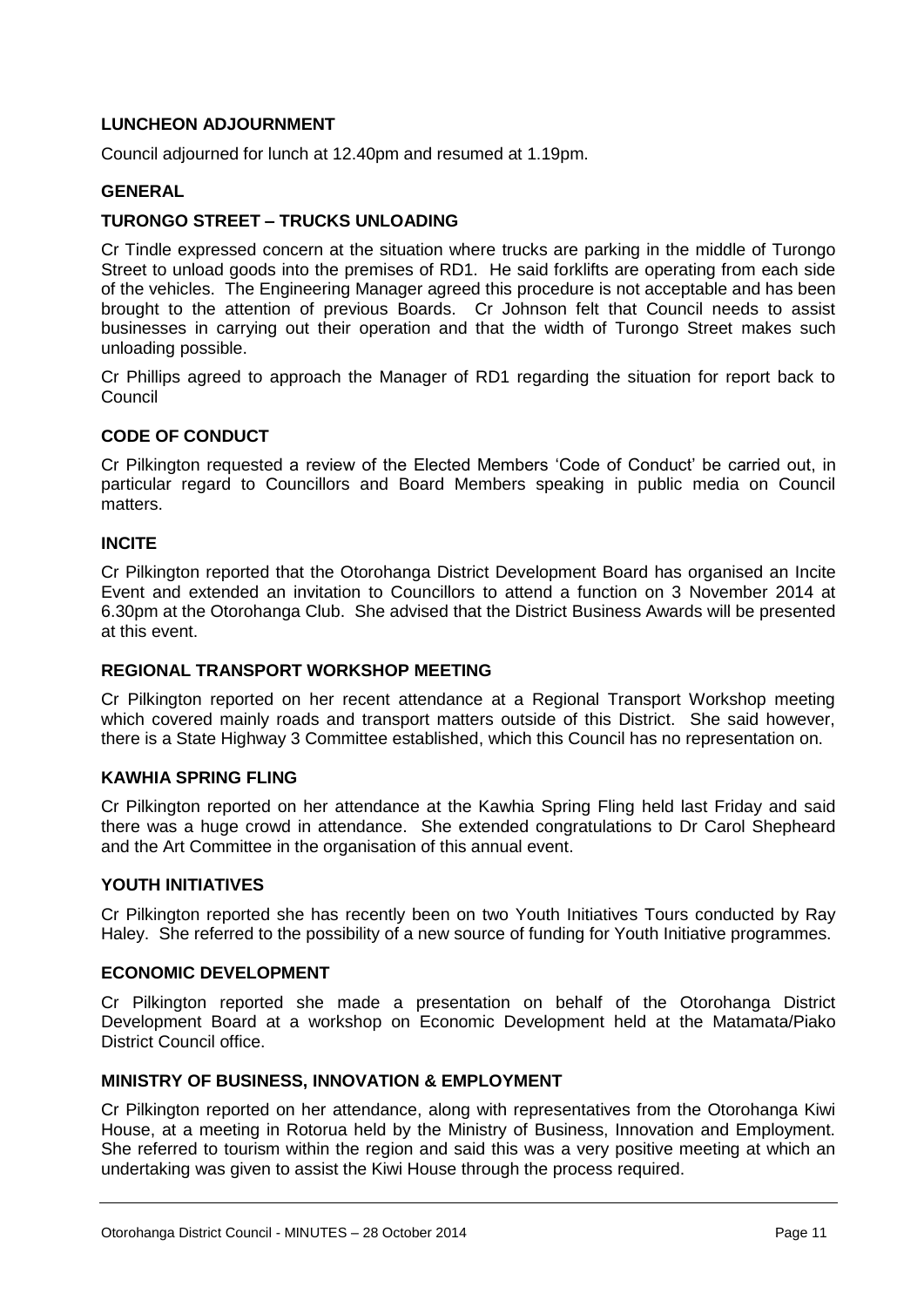**LUNCHEON ADJOURNMENT**

Council adjourned for lunch at 12.40pm and resumed at 1.19pm.

**GENERAL**

**TURONGO STREET – TRUCKS UNLOADING**

Cr Tindle expressed concern at the situation where trucks are parking in the middle of Turongo Street to unload goods into the premises of RD1. He said forklifts are operating from each side of the vehicles. The Engineering Manager agreed this procedure is not acceptable and has been brought to the attention of previous Boards. Cr Johnson felt that Council needs to assist businesses in carrying out their operation and that the width of Turongo Street makes such unloading possible.

Cr Phillips agreed to approach the Manager of RD1 regarding the situation for report back to Council

**CODE OF CONDUCT**

Cr Pilkington requested a review of the Elected Members 'Code of Conduct' be carried out, in particular regard to Councillors and Board Members speaking in public media on Council matters.

**INCITE**

Cr Pilkington reported that the Otorohanga District Development Board has organised an Incite Event and extended an invitation to Councillors to attend a function on 3 November 2014 at 6.30pm at the Otorohanga Club. She advised that the District Business Awards will be presented at this event.

**REGIONAL TRANSPORT WORKSHOP MEETING**

Cr Pilkington reported on her recent attendance at a Regional Transport Workshop meeting which covered mainly roads and transport matters outside of this District. She said however, there is a State Highway 3 Committee established, which this Council has no representation on.

**KAWHIA SPRING FLING**

Cr Pilkington reported on her attendance at the Kawhia Spring Fling held last Friday and said there was a huge crowd in attendance. She extended congratulations to Dr Carol Shepheard and the Art Committee in the organisation of this annual event.

**YOUTH INITIATIVES**

Cr Pilkington reported she has recently been on two Youth Initiatives Tours conducted by Ray Haley. She referred to the possibility of a new source of funding for Youth Initiative programmes.

**ECONOMIC DEVELOPMENT**

Cr Pilkington reported she made a presentation on behalf of the Otorohanga District Development Board at a workshop on Economic Development held at the Matamata/Piako District Council office.

**MINISTRY OF BUSINESS, INNOVATION & EMPLOYMENT**

Cr Pilkington reported on her attendance, along with representatives from the Otorohanga Kiwi House, at a meeting in Rotorua held by the Ministry of Business, Innovation and Employment. She referred to tourism within the region and said this was a very positive meeting at which an undertaking was given to assist the Kiwi House through the process required.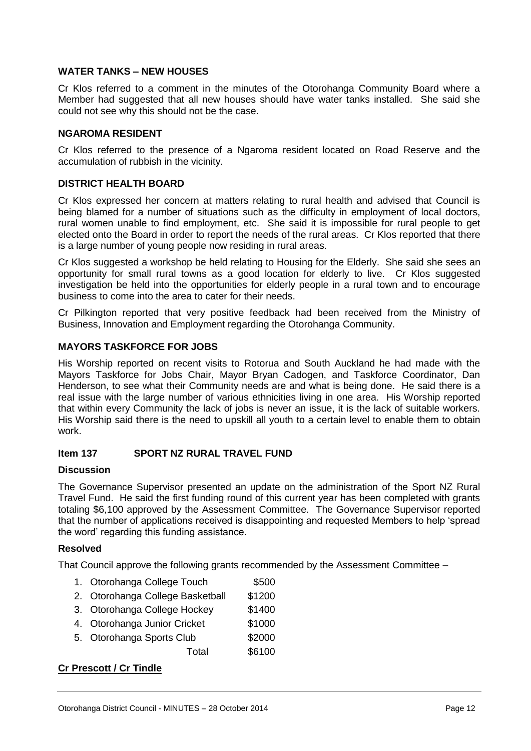### WATER TANKS – NEW HOUSES

Cr Klos referred to a comment in the minutes of the Otorohanga Community Board where a Member had suggested that all new houses should have water tanks installed. She said she could not see why this should not be the case.

### NGAROMA RESIDENT

Cr Klos referred to the presence of a Ngaroma resident located on Road Reserve and the accumulation of rubbish in the vicinity.

### DISTRICT HEALTH BOARD

Cr Klos expressed her concern at matters relating to rural health and advised that Council is being blamed for a number of situations such as the difficulty in employment of local doctors, rural women unable to find employment, etc. She said it is impossible for rural people to get elected onto the Board in order to report the needs of the rural areas. Cr Klos reported that there is a large number of young people now residing in rural areas.

Cr Klos suggested a workshop be held relating to Housing for the Elderly. She said she sees an opportunity for small rural towns as a good location for elderly to live. Cr Klos suggested investigation be held into the opportunities for elderly people in a rural town and to encourage business to come into the area to cater for their needs.

Cr Pilkington reported that very positive feedback had been received from the Ministry of Business, Innovation and Employment regarding the Otorohanga Community.

### MAYORS TASKFORCE FOR JOBS

His Worship reported on recent visits to Rotorua and South Auckland he had made with the Mayors Taskforce for Jobs Chair, Mayor Bryan Cadogen, and Taskforce Coordinator, Dan Henderson, to see what their Community needs are and what is being done. He said there is a real issue with the large number of various ethnicities living in one area. His Worship reported that within every Community the lack of jobs is never an issue, it is the lack of suitable workers. His Worship said there is the need to upskill all youth to a certain level to enable them to obtain work.

### Item 137 SPORT NZ RURAL TRAVEL FUND

#### Discussion

The Governance Supervisor presented an update on the administration of the Sport NZ Rural Travel Fund. He said the first funding round of this current year has been completed with grants totaling $6,100 approved by the Assessment Committee. The Governance Supervisor reported that the number of applications received is disappointing and requested Members to help 'spread the word' regarding this funding assistance.

#### Resolved

That Council approve the following grants recommended by the Assessment Committee –

| | |
|---|---|
| 1. Otorohanga College Touch | $500 |
| 2. Otorohanga College Basketball | $1200 |
| 3. Otorohanga College Hockey | $1400 |
| 4. Otorohanga Junior Cricket | $1000 |
| 5. Otorohanga Sports Club | $2000 |
| Total | $6100 |

**Cr Prescott / Cr Tindle**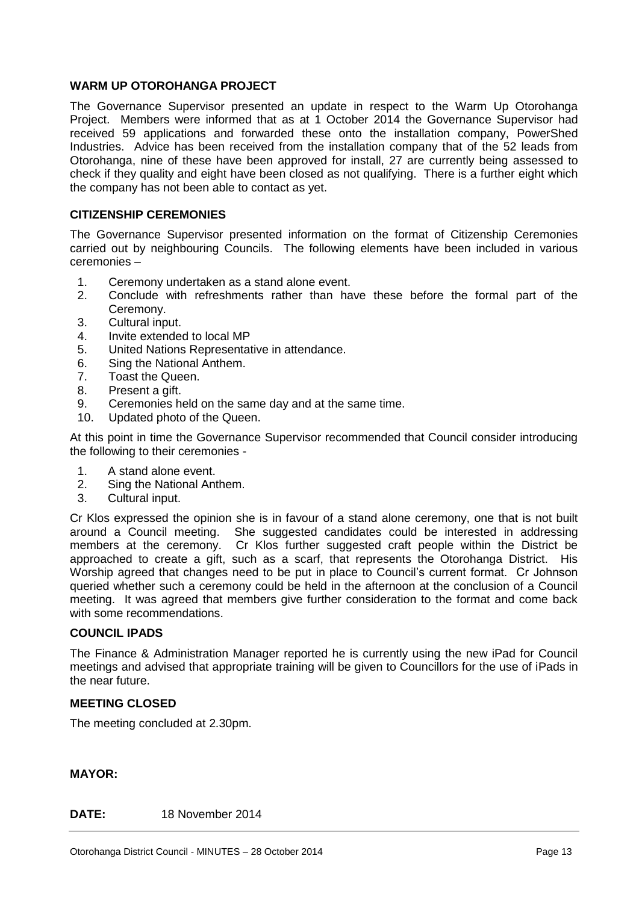### WARM UP OTOROHANGA PROJECT

The Governance Supervisor presented an update in respect to the Warm Up Otorohanga Project. Members were informed that as at 1 October 2014 the Governance Supervisor had received 59 applications and forwarded these onto the installation company, PowerShed Industries. Advice has been received from the installation company that of the 52 leads from Otorohanga, nine of these have been approved for install, 27 are currently being assessed to check if they quality and eight have been closed as not qualifying. There is a further eight which the company has not been able to contact as yet.

### CITIZENSHIP CEREMONIES

The Governance Supervisor presented information on the format of Citizenship Ceremonies carried out by neighbouring Councils. The following elements have been included in various ceremonies –

1. Ceremony undertaken as a stand alone event.
2. Conclude with refreshments rather than have these before the formal part of the Ceremony.
3. Cultural input.
4. Invite extended to local MP
5. United Nations Representative in attendance.
6. Sing the National Anthem.
7. Toast the Queen.
8. Present a gift.
9. Ceremonies held on the same day and at the same time.
10. Updated photo of the Queen.

At this point in time the Governance Supervisor recommended that Council consider introducing the following to their ceremonies -

1. A stand alone event.
2. Sing the National Anthem.
3. Cultural input.

Cr Klos expressed the opinion she is in favour of a stand alone ceremony, one that is not built around a Council meeting. She suggested candidates could be interested in addressing members at the ceremony. Cr Klos further suggested craft people within the District be approached to create a gift, such as a scarf, that represents the Otorohanga District. His Worship agreed that changes need to be put in place to Council's current format. Cr Johnson queried whether such a ceremony could be held in the afternoon at the conclusion of a Council meeting. It was agreed that members give further consideration to the format and come back with some recommendations.

### COUNCIL IPADS

The Finance & Administration Manager reported he is currently using the new iPad for Council meetings and advised that appropriate training will be given to Councillors for the use of iPads in the near future.

### MEETING CLOSED

The meeting concluded at 2.30pm.

**MAYOR:**

**DATE:** 18 November 2014